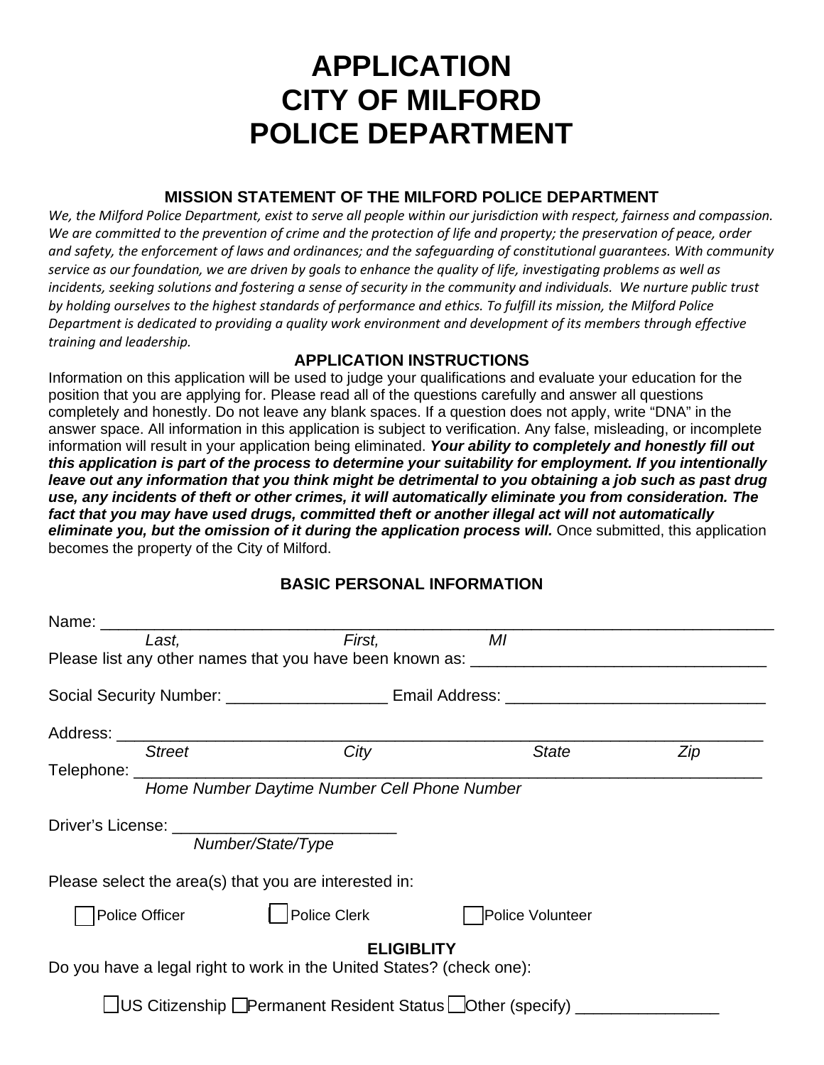# APPLICATION
# CITY OF MILFORD
# POLICE DEPARTMENT

### MISSION STATEMENT OF THE MILFORD POLICE DEPARTMENT

*We, the Milford Police Department, exist to serve all people within our jurisdiction with respect, fairness and compassion. We are committed to the prevention of crime and the protection of life and property; the preservation of peace, order and safety, the enforcement of laws and ordinances; and the safeguarding of constitutional guarantees. With community service as our foundation, we are driven by goals to enhance the quality of life, investigating problems as well as incidents, seeking solutions and fostering a sense of security in the community and individuals. We nurture public trust by holding ourselves to the highest standards of performance and ethics. To fulfill its mission, the Milford Police Department is dedicated to providing a quality work environment and development of its members through effective training and leadership.*

### APPLICATION INSTRUCTIONS

Information on this application will be used to judge your qualifications and evaluate your education for the position that you are applying for. Please read all of the questions carefully and answer all questions completely and honestly. Do not leave any blank spaces. If a question does not apply, write "DNA" in the answer space. All information in this application is subject to verification. Any false, misleading, or incomplete information will result in your application being eliminated. ***Your ability to completely and honestly fill out this application is part of the process to determine your suitability for employment. If you intentionally leave out any information that you think might be detrimental to you obtaining a job such as past drug use, any incidents of theft or other crimes, it will automatically eliminate you from consideration. The fact that you may have used drugs, committed theft or another illegal act will not automatically eliminate you, but the omission of it during the application process will.*** Once submitted, this application becomes the property of the City of Milford.

### BASIC PERSONAL INFORMATION

Name: ______________________________________________________________________________
*Last, First, MI*

Please list any other names that you have been known as: ________________________________

Social Security Number: __________________ Email Address: ____________________________

Address: ___________________________________________________________________________
*Street City State Zip*

Telephone: _________________________________________________________________________
*Home Number Daytime Number Cell Phone Number*

Driver's License: ________________________
*Number/State/Type*

Please select the area(s) that you are interested in:

☐ Police Officer ☐ Police Clerk ☐ Police Volunteer

### ELIGIBLITY

Do you have a legal right to work in the United States? (check one):

☐ US Citizenship ☐ Permanent Resident Status ☐ Other (specify) ________________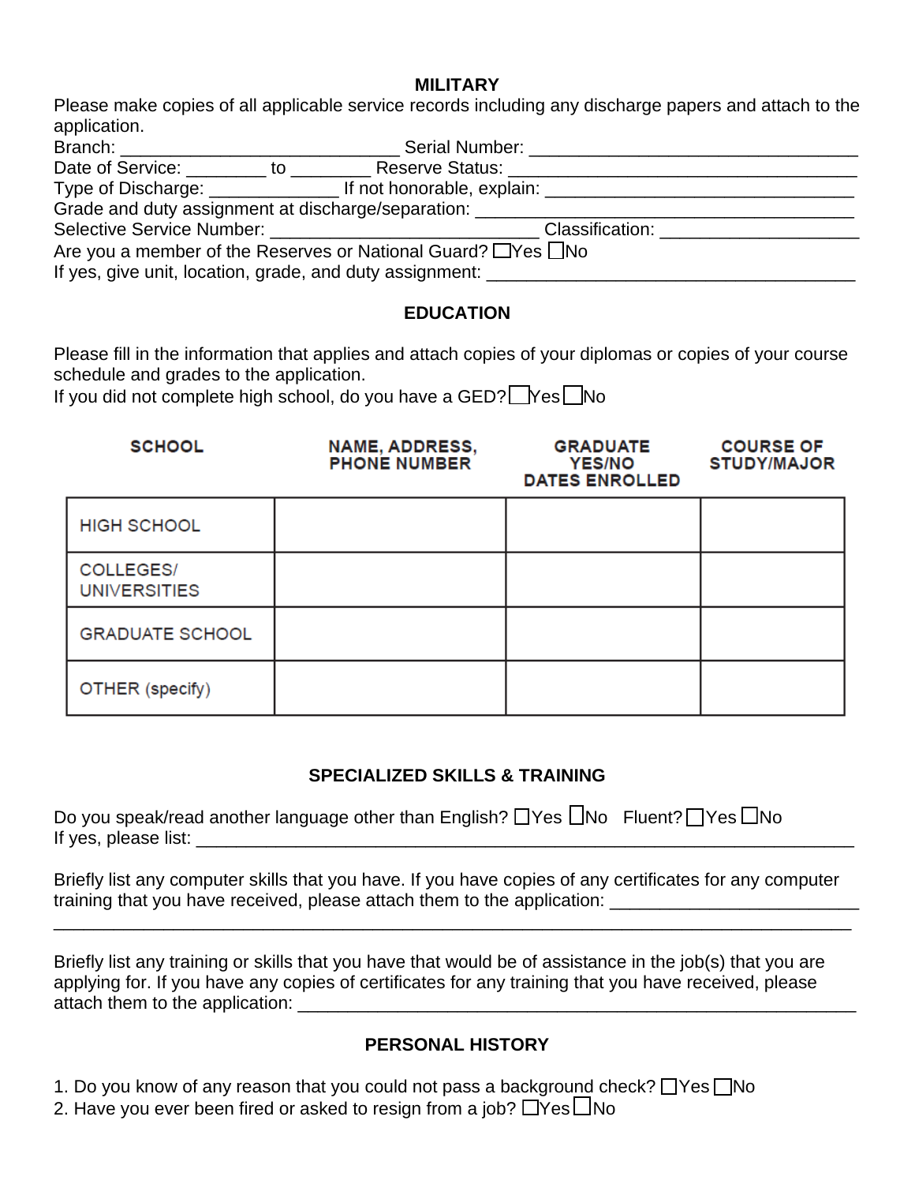## MILITARY

Please make copies of all applicable service records including any discharge papers and attach to the application.

Branch: ____________________________ Serial Number: _________________________________

Date of Service: ________ to ________ Reserve Status: ___________________________________

Type of Discharge: _____________ If not honorable, explain: _______________________________

Grade and duty assignment at discharge/separation: ______________________________________

Selective Service Number: ___________________________ Classification: ____________________

Are you a member of the Reserves or National Guard? ☐Yes ☐No

If yes, give unit, location, grade, and duty assignment: _____________________________________

## EDUCATION

Please fill in the information that applies and attach copies of your diplomas or copies of your course schedule and grades to the application.

If you did not complete high school, do you have a GED? ☐Yes ☐No

| SCHOOL | NAME, ADDRESS, PHONE NUMBER | GRADUATE YES/NO DATES ENROLLED | COURSE OF STUDY/MAJOR |
|---|---|---|---|
| HIGH SCHOOL | | | |
| COLLEGES/ UNIVERSITIES | | | |
| GRADUATE SCHOOL | | | |
| OTHER (specify) | | | |

## SPECIALIZED SKILLS & TRAINING

Do you speak/read another language other than English? ☐Yes ☐No Fluent? ☐Yes ☐No

If yes, please list: _____________________________________________________________________

Briefly list any computer skills that you have. If you have copies of any certificates for any computer training that you have received, please attach them to the application: _________________________

_____________________________________________________________________________________

Briefly list any training or skills that you have that would be of assistance in the job(s) that you are applying for. If you have any copies of certificates for any training that you have received, please attach them to the application: ____________________________________________________________

## PERSONAL HISTORY

1. Do you know of any reason that you could not pass a background check? ☐Yes ☐No
2. Have you ever been fired or asked to resign from a job? ☐Yes ☐No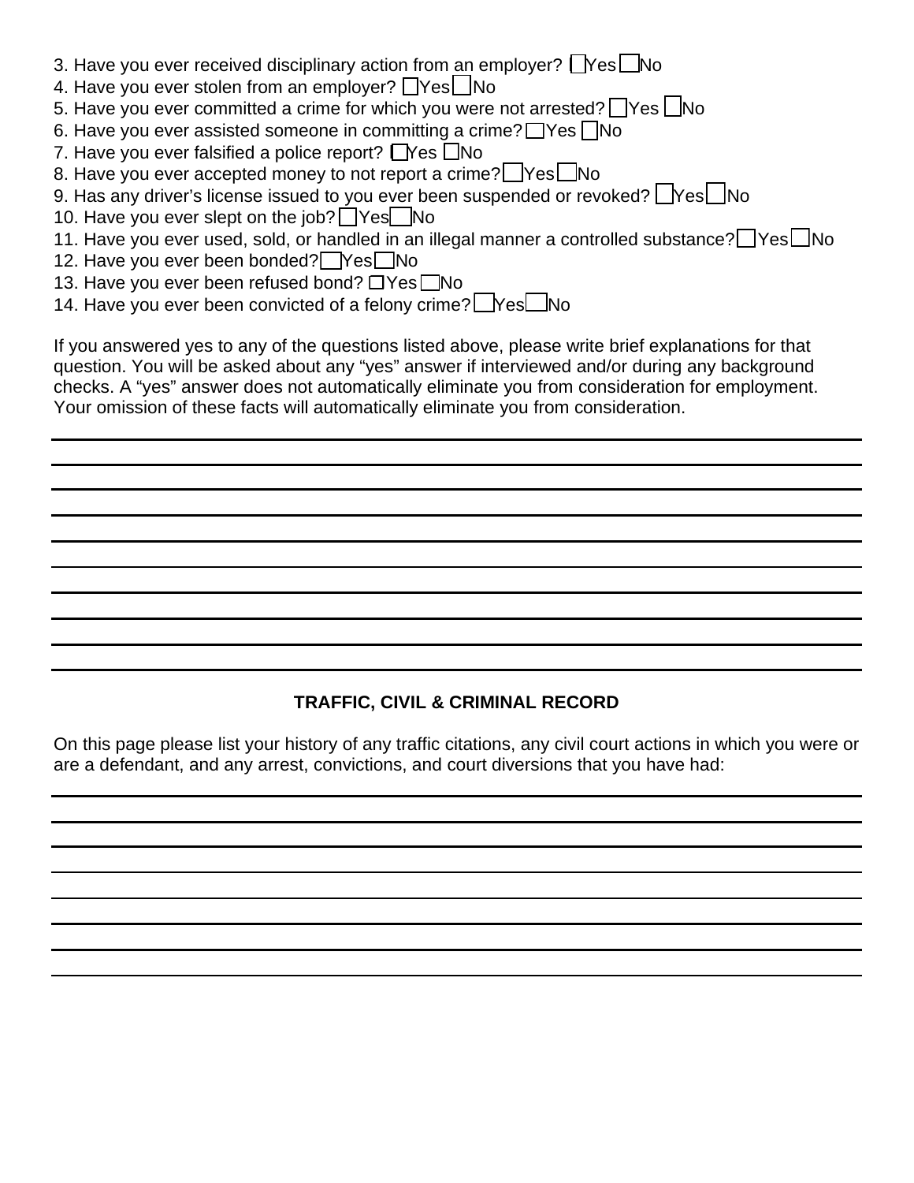3. Have you ever received disciplinary action from an employer? ☐ Yes ☐ No
4. Have you ever stolen from an employer? ☐ Yes ☐ No
5. Have you ever committed a crime for which you were not arrested? ☐ Yes ☐ No
6. Have you ever assisted someone in committing a crime? ☐ Yes ☐ No
7. Have you ever falsified a police report? ☐ Yes ☐ No
8. Have you ever accepted money to not report a crime? ☐ Yes ☐ No
9. Has any driver's license issued to you ever been suspended or revoked? ☐ Yes ☐ No
10. Have you ever slept on the job? ☐ Yes ☐ No
11. Have you ever used, sold, or handled in an illegal manner a controlled substance? ☐ Yes ☐ No
12. Have you ever been bonded? ☐ Yes ☐ No
13. Have you ever been refused bond? ☐ Yes ☐ No
14. Have you ever been convicted of a felony crime? ☐ Yes ☐ No

If you answered yes to any of the questions listed above, please write brief explanations for that question. You will be asked about any "yes" answer if interviewed and/or during any background checks. A "yes" answer does not automatically eliminate you from consideration for employment. Your omission of these facts will automatically eliminate you from consideration.

\_\_\_\_\_\_\_\_\_\_\_\_\_\_\_\_\_\_\_\_\_\_\_\_\_\_\_\_\_\_\_\_\_\_\_\_\_\_\_\_\_\_\_\_\_\_\_\_\_\_\_\_\_\_\_\_\_\_\_\_\_\_\_\_\_\_\_\_\_\_\_\_\_\_\_\_

\_\_\_\_\_\_\_\_\_\_\_\_\_\_\_\_\_\_\_\_\_\_\_\_\_\_\_\_\_\_\_\_\_\_\_\_\_\_\_\_\_\_\_\_\_\_\_\_\_\_\_\_\_\_\_\_\_\_\_\_\_\_\_\_\_\_\_\_\_\_\_\_\_\_\_\_

\_\_\_\_\_\_\_\_\_\_\_\_\_\_\_\_\_\_\_\_\_\_\_\_\_\_\_\_\_\_\_\_\_\_\_\_\_\_\_\_\_\_\_\_\_\_\_\_\_\_\_\_\_\_\_\_\_\_\_\_\_\_\_\_\_\_\_\_\_\_\_\_\_\_\_\_

\_\_\_\_\_\_\_\_\_\_\_\_\_\_\_\_\_\_\_\_\_\_\_\_\_\_\_\_\_\_\_\_\_\_\_\_\_\_\_\_\_\_\_\_\_\_\_\_\_\_\_\_\_\_\_\_\_\_\_\_\_\_\_\_\_\_\_\_\_\_\_\_\_\_\_\_

\_\_\_\_\_\_\_\_\_\_\_\_\_\_\_\_\_\_\_\_\_\_\_\_\_\_\_\_\_\_\_\_\_\_\_\_\_\_\_\_\_\_\_\_\_\_\_\_\_\_\_\_\_\_\_\_\_\_\_\_\_\_\_\_\_\_\_\_\_\_\_\_\_\_\_\_

\_\_\_\_\_\_\_\_\_\_\_\_\_\_\_\_\_\_\_\_\_\_\_\_\_\_\_\_\_\_\_\_\_\_\_\_\_\_\_\_\_\_\_\_\_\_\_\_\_\_\_\_\_\_\_\_\_\_\_\_\_\_\_\_\_\_\_\_\_\_\_\_\_\_\_\_

\_\_\_\_\_\_\_\_\_\_\_\_\_\_\_\_\_\_\_\_\_\_\_\_\_\_\_\_\_\_\_\_\_\_\_\_\_\_\_\_\_\_\_\_\_\_\_\_\_\_\_\_\_\_\_\_\_\_\_\_\_\_\_\_\_\_\_\_\_\_\_\_\_\_\_\_

\_\_\_\_\_\_\_\_\_\_\_\_\_\_\_\_\_\_\_\_\_\_\_\_\_\_\_\_\_\_\_\_\_\_\_\_\_\_\_\_\_\_\_\_\_\_\_\_\_\_\_\_\_\_\_\_\_\_\_\_\_\_\_\_\_\_\_\_\_\_\_\_\_\_\_\_

\_\_\_\_\_\_\_\_\_\_\_\_\_\_\_\_\_\_\_\_\_\_\_\_\_\_\_\_\_\_\_\_\_\_\_\_\_\_\_\_\_\_\_\_\_\_\_\_\_\_\_\_\_\_\_\_\_\_\_\_\_\_\_\_\_\_\_\_\_\_\_\_\_\_\_\_

\_\_\_\_\_\_\_\_\_\_\_\_\_\_\_\_\_\_\_\_\_\_\_\_\_\_\_\_\_\_\_\_\_\_\_\_\_\_\_\_\_\_\_\_\_\_\_\_\_\_\_\_\_\_\_\_\_\_\_\_\_\_\_\_\_\_\_\_\_\_\_\_\_\_\_\_

## TRAFFIC, CIVIL & CRIMINAL RECORD

On this page please list your history of any traffic citations, any civil court actions in which you were or are a defendant, and any arrest, convictions, and court diversions that you have had:

\_\_\_\_\_\_\_\_\_\_\_\_\_\_\_\_\_\_\_\_\_\_\_\_\_\_\_\_\_\_\_\_\_\_\_\_\_\_\_\_\_\_\_\_\_\_\_\_\_\_\_\_\_\_\_\_\_\_\_\_\_\_\_\_\_\_\_\_\_\_\_\_\_\_\_\_

\_\_\_\_\_\_\_\_\_\_\_\_\_\_\_\_\_\_\_\_\_\_\_\_\_\_\_\_\_\_\_\_\_\_\_\_\_\_\_\_\_\_\_\_\_\_\_\_\_\_\_\_\_\_\_\_\_\_\_\_\_\_\_\_\_\_\_\_\_\_\_\_\_\_\_\_

\_\_\_\_\_\_\_\_\_\_\_\_\_\_\_\_\_\_\_\_\_\_\_\_\_\_\_\_\_\_\_\_\_\_\_\_\_\_\_\_\_\_\_\_\_\_\_\_\_\_\_\_\_\_\_\_\_\_\_\_\_\_\_\_\_\_\_\_\_\_\_\_\_\_\_\_

\_\_\_\_\_\_\_\_\_\_\_\_\_\_\_\_\_\_\_\_\_\_\_\_\_\_\_\_\_\_\_\_\_\_\_\_\_\_\_\_\_\_\_\_\_\_\_\_\_\_\_\_\_\_\_\_\_\_\_\_\_\_\_\_\_\_\_\_\_\_\_\_\_\_\_\_

\_\_\_\_\_\_\_\_\_\_\_\_\_\_\_\_\_\_\_\_\_\_\_\_\_\_\_\_\_\_\_\_\_\_\_\_\_\_\_\_\_\_\_\_\_\_\_\_\_\_\_\_\_\_\_\_\_\_\_\_\_\_\_\_\_\_\_\_\_\_\_\_\_\_\_\_

\_\_\_\_\_\_\_\_\_\_\_\_\_\_\_\_\_\_\_\_\_\_\_\_\_\_\_\_\_\_\_\_\_\_\_\_\_\_\_\_\_\_\_\_\_\_\_\_\_\_\_\_\_\_\_\_\_\_\_\_\_\_\_\_\_\_\_\_\_\_\_\_\_\_\_\_

\_\_\_\_\_\_\_\_\_\_\_\_\_\_\_\_\_\_\_\_\_\_\_\_\_\_\_\_\_\_\_\_\_\_\_\_\_\_\_\_\_\_\_\_\_\_\_\_\_\_\_\_\_\_\_\_\_\_\_\_\_\_\_\_\_\_\_\_\_\_\_\_\_\_\_\_

\_\_\_\_\_\_\_\_\_\_\_\_\_\_\_\_\_\_\_\_\_\_\_\_\_\_\_\_\_\_\_\_\_\_\_\_\_\_\_\_\_\_\_\_\_\_\_\_\_\_\_\_\_\_\_\_\_\_\_\_\_\_\_\_\_\_\_\_\_\_\_\_\_\_\_\_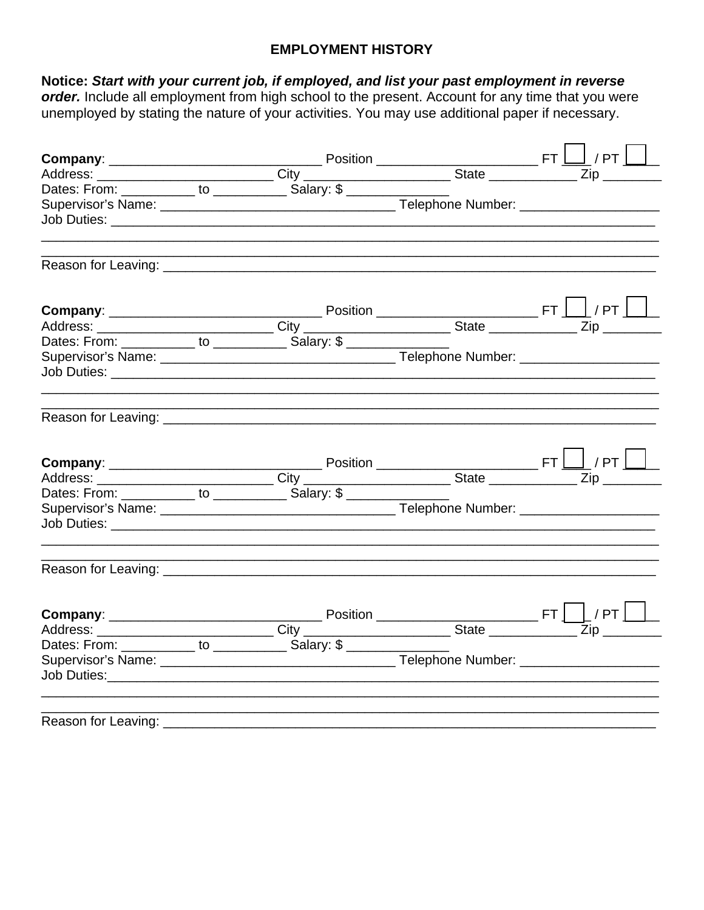## EMPLOYMENT HISTORY

**Notice:** ***Start with your current job, if employed, and list your past employment in reverse order.*** Include all employment from high school to the present. Account for any time that you were unemployed by stating the nature of your activities. You may use additional paper if necessary.

**Company**: ____________________________ Position _____________________ FT ☐ / PT ☐
Address: _______________________ City ___________________ State ___________ Zip ________
Dates: From: __________ to __________ Salary: $ ______________
Supervisor's Name: ________________________________ Telephone Number: ___________________
Job Duties: _______________________________________________________________________________
___________________________________________________________________________________________
___________________________________________________________________________________________
Reason for Leaving: _______________________________________________________________________

**Company**: ____________________________ Position _____________________ FT ☐ / PT ☐
Address: _______________________ City ___________________ State ___________ Zip ________
Dates: From: __________ to __________ Salary: $ ______________
Supervisor's Name: ________________________________ Telephone Number: ___________________
Job Duties: _______________________________________________________________________________
___________________________________________________________________________________________
___________________________________________________________________________________________
Reason for Leaving: _______________________________________________________________________

**Company**: ____________________________ Position _____________________ FT ☐ / PT ☐
Address: _______________________ City ___________________ State ___________ Zip ________
Dates: From: __________ to __________ Salary: $ ______________
Supervisor's Name: ________________________________ Telephone Number: ___________________
Job Duties: _______________________________________________________________________________
___________________________________________________________________________________________
___________________________________________________________________________________________
Reason for Leaving: _______________________________________________________________________

**Company**: ____________________________ Position _____________________ FT ☐ / PT ☐
Address: _______________________ City ___________________ State ___________ Zip ________
Dates: From: __________ to __________ Salary: $ ______________
Supervisor's Name: ________________________________ Telephone Number: ___________________
Job Duties:________________________________________________________________________________
___________________________________________________________________________________________
___________________________________________________________________________________________
Reason for Leaving: _______________________________________________________________________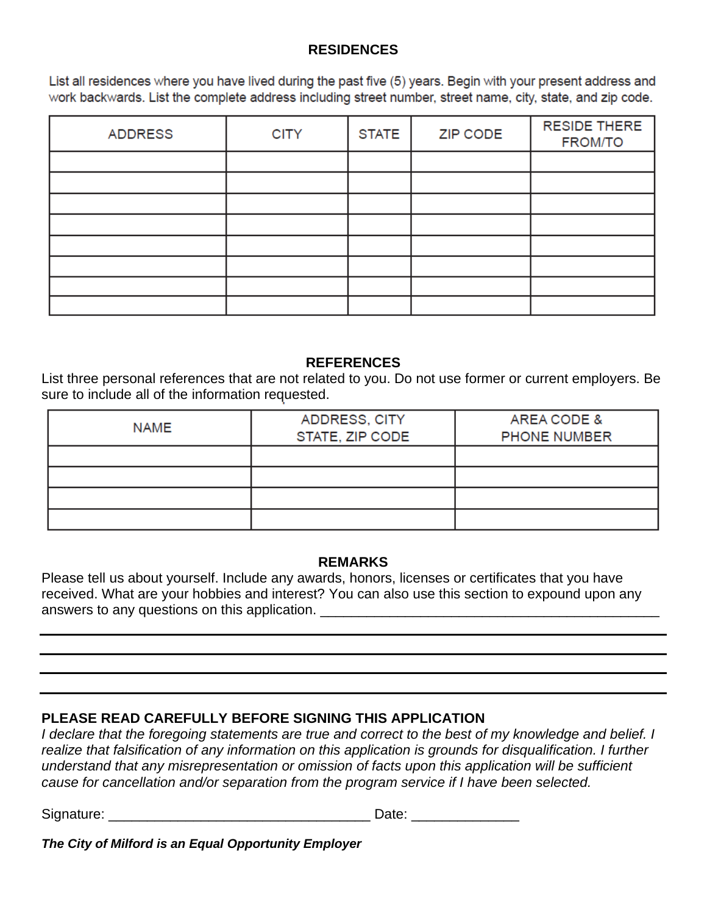## RESIDENCES

List all residences where you have lived during the past five (5) years. Begin with your present address and work backwards. List the complete address including street number, street name, city, state, and zip code.

| ADDRESS | CITY | STATE | ZIP CODE | RESIDE THERE FROM/TO |
|---|---|---|---|---|
| | | | | |
| | | | | |
| | | | | |
| | | | | |
| | | | | |
| | | | | |
| | | | | |
| | | | | |

## REFERENCES

List three personal references that are not related to you. Do not use former or current employers. Be sure to include all of the information requested.

| NAME | ADDRESS, CITY STATE, ZIP CODE | AREA CODE & PHONE NUMBER |
|---|---|---|
| | | |
| | | |
| | | |
| | | |

## REMARKS

Please tell us about yourself. Include any awards, honors, licenses or certificates that you have received. What are your hobbies and interest? You can also use this section to expound upon any answers to any questions on this application. _____________________________________________

_______________________________________________________________________________

_______________________________________________________________________________

_______________________________________________________________________________

_______________________________________________________________________________

**PLEASE READ CAREFULLY BEFORE SIGNING THIS APPLICATION**

*I declare that the foregoing statements are true and correct to the best of my knowledge and belief. I realize that falsification of any information on this application is grounds for disqualification. I further understand that any misrepresentation or omission of facts upon this application will be sufficient cause for cancellation and/or separation from the program service if I have been selected.*

Signature: __________________________________ Date: ______________

***The City of Milford is an Equal Opportunity Employer***